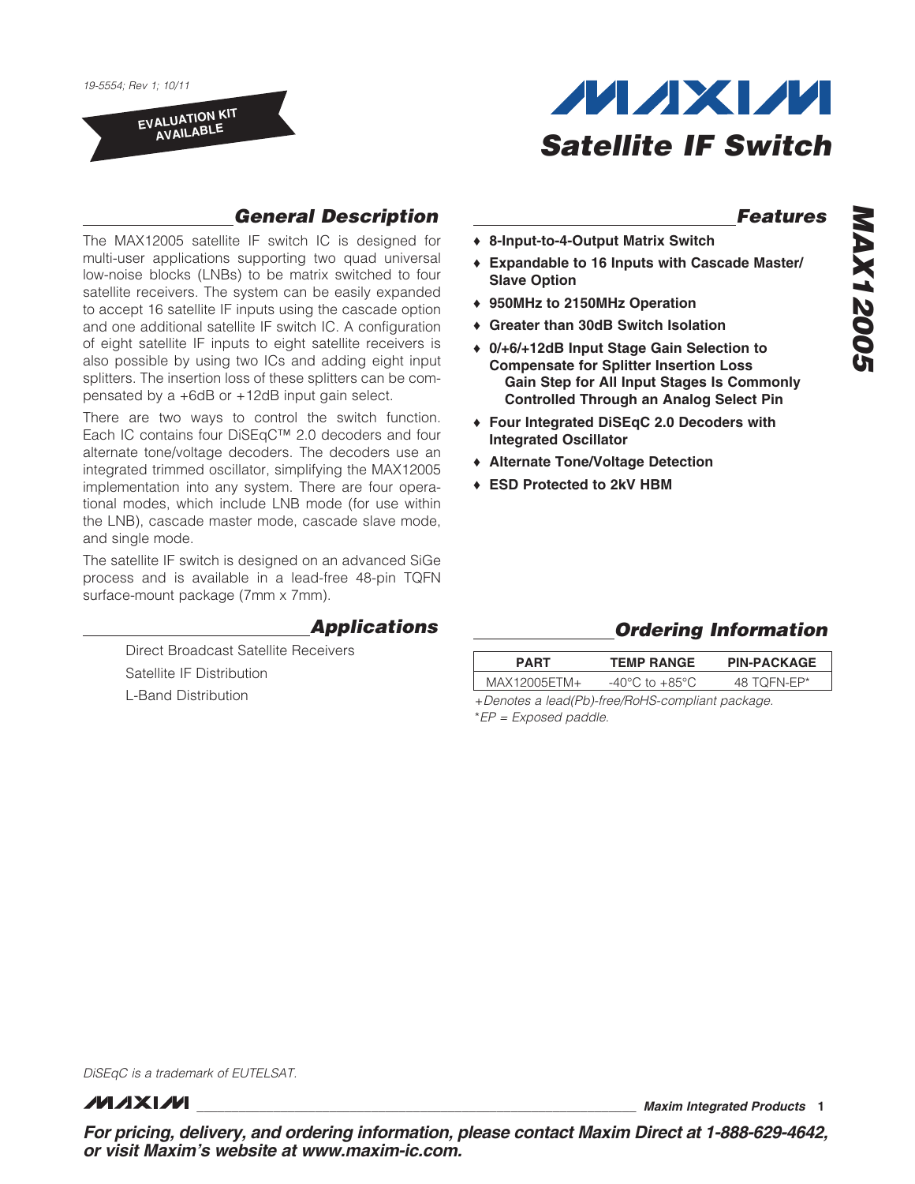19-5554; Rev 1; 10/11

EVALUATION KIT AVAILABLE

# Satellite IF Switch

# MAX12005

## General Description

The MAX12005 satellite IF switch IC is designed for multi-user applications supporting two quad universal low-noise blocks (LNBs) to be matrix switched to four satellite receivers. The system can be easily expanded to accept 16 satellite IF inputs using the cascade option and one additional satellite IF switch IC. A configuration of eight satellite IF inputs to eight satellite receivers is also possible by using two ICs and adding eight input splitters. The insertion loss of these splitters can be compensated by a +6dB or +12dB input gain select.

There are two ways to control the switch function. Each IC contains four DiSEqC™ 2.0 decoders and four alternate tone/voltage decoders. The decoders use an integrated trimmed oscillator, simplifying the MAX12005 implementation into any system. There are four operational modes, which include LNB mode (for use within the LNB), cascade master mode, cascade slave mode, and single mode.

The satellite IF switch is designed on an advanced SiGe process and is available in a lead-free 48-pin TQFN surface-mount package (7mm x 7mm).

## Applications

Direct Broadcast Satellite Receivers

Satellite IF Distribution

L-Band Distribution

## Features

- **8-Input-to-4-Output Matrix Switch**
- **Expandable to 16 Inputs with Cascade Master/Slave Option**
- **950MHz to 2150MHz Operation**
- **Greater than 30dB Switch Isolation**
- **0/+6/+12dB Input Stage Gain Selection to Compensate for Splitter Insertion Loss**
  **Gain Step for All Input Stages Is Commonly Controlled Through an Analog Select Pin**
- **Four Integrated DiSEqC 2.0 Decoders with Integrated Oscillator**
- **Alternate Tone/Voltage Detection**
- **ESD Protected to 2kV HBM**

## Ordering Information

| PART | TEMP RANGE | PIN-PACKAGE |
|---|---|---|
| MAX12005ETM+ | -40°C to +85°C | 48 TQFN-EP* |

*+Denotes a lead(Pb)-free/RoHS-compliant package.*
*\*EP = Exposed paddle.*

DiSEqC is a trademark of EUTELSAT.

**For pricing, delivery, and ordering information, please contact Maxim Direct at 1-888-629-4642, or visit Maxim's website at www.maxim-ic.com.**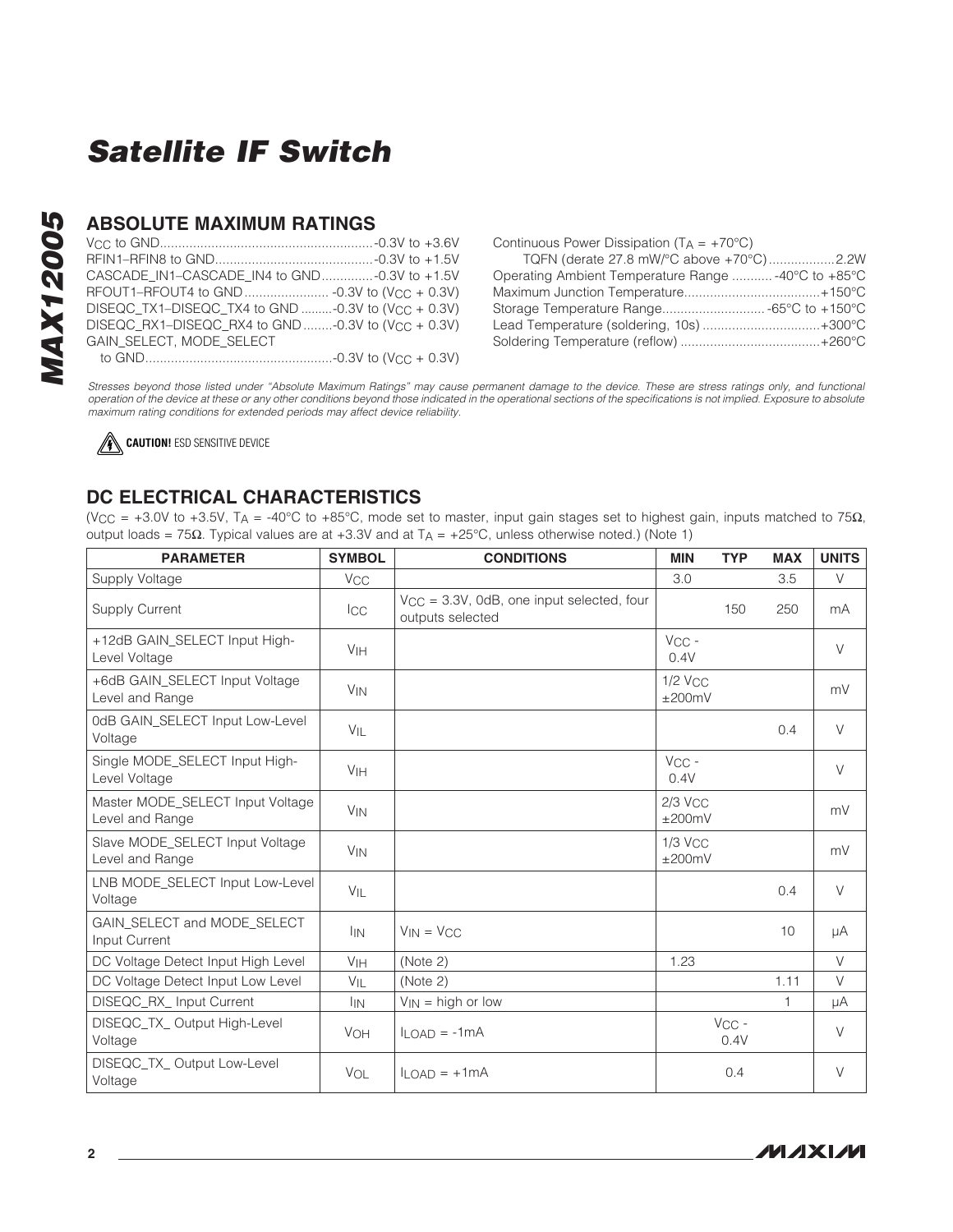## ABSOLUTE MAXIMUM RATINGS

$V_{CC}$ to GND.........................................................-0.3V to +3.6V
RFIN1–RFIN8 to GND...........................................-0.3V to +1.5V
CASCADE_IN1–CASCADE_IN4 to GND.............-0.3V to +1.5V
RFOUT1–RFOUT4 to GND....................... -0.3V to ($V_{CC}$ + 0.3V)
DISEQC_TX1–DISEQC_TX4 to GND .........-0.3V to ($V_{CC}$ + 0.3V)
DISEQC_RX1–DISEQC_RX4 to GND ........-0.3V to ($V_{CC}$ + 0.3V)
GAIN_SELECT, MODE_SELECT
to GND...................................................-0.3V to ($V_{CC}$ + 0.3V)

Continuous Power Dissipation ($T_A$ = +70°C)
TQFN (derate 27.8 mW/°C above +70°C)..................2.2W
Operating Ambient Temperature Range ........... -40°C to +85°C
Maximum Junction Temperature.....................................+150°C
Storage Temperature Range............................ -65°C to +150°C
Lead Temperature (soldering, 10s) ................................+300°C
Soldering Temperature (reflow) ......................................+260°C

*Stresses beyond those listed under "Absolute Maximum Ratings" may cause permanent damage to the device. These are stress ratings only, and functional operation of the device at these or any other conditions beyond those indicated in the operational sections of the specifications is not implied. Exposure to absolute maximum rating conditions for extended periods may affect device reliability.*

**CAUTION!** ESD SENSITIVE DEVICE

## DC ELECTRICAL CHARACTERISTICS

($V_{CC}$ = +3.0V to +3.5V, $T_A$ = -40°C to +85°C, mode set to master, input gain stages set to highest gain, inputs matched to 75Ω, output loads = 75Ω. Typical values are at +3.3V and at $T_A$ = +25°C, unless otherwise noted.) (Note 1)

| PARAMETER | SYMBOL | CONDITIONS | MIN | TYP | MAX | UNITS |
|---|---|---|---|---|---|---|
| Supply Voltage | $V_{CC}$ | | 3.0 | | 3.5 | V |
| Supply Current | $I_{CC}$ | $V_{CC}$ = 3.3V, 0dB, one input selected, four outputs selected | | 150 | 250 | mA |
| +12dB GAIN_SELECT Input High-Level Voltage | $V_{IH}$ | | $V_{CC}$ - 0.4V | | | V |
| +6dB GAIN_SELECT Input Voltage Level and Range | $V_{IN}$ | | 1/2 $V_{CC}$ ±200mV | | | mV |
| 0dB GAIN_SELECT Input Low-Level Voltage | $V_{IL}$ | | | | 0.4 | V |
| Single MODE_SELECT Input High-Level Voltage | $V_{IH}$ | | $V_{CC}$ - 0.4V | | | V |
| Master MODE_SELECT Input Voltage Level and Range | $V_{IN}$ | | 2/3 $V_{CC}$ ±200mV | | | mV |
| Slave MODE_SELECT Input Voltage Level and Range | $V_{IN}$ | | 1/3 $V_{CC}$ ±200mV | | | mV |
| LNB MODE_SELECT Input Low-Level Voltage | $V_{IL}$ | | | | 0.4 | V |
| GAIN_SELECT and MODE_SELECT Input Current | $I_{IN}$ | $V_{IN}$ = $V_{CC}$ | | | 10 | µA |
| DC Voltage Detect Input High Level | $V_{IH}$ | (Note 2) | 1.23 | | | V |
| DC Voltage Detect Input Low Level | $V_{IL}$ | (Note 2) | | | 1.11 | V |
| DISEQC_RX_ Input Current | $I_{IN}$ | $V_{IN}$ = high or low | | | 1 | µA |
| DISEQC_TX_ Output High-Level Voltage | $V_{OH}$ | $I_{LOAD}$ = -1mA | | $V_{CC}$ - 0.4V | | V |
| DISEQC_TX_ Output Low-Level Voltage | $V_{OL}$ | $I_{LOAD}$ = +1mA | | 0.4 | | V |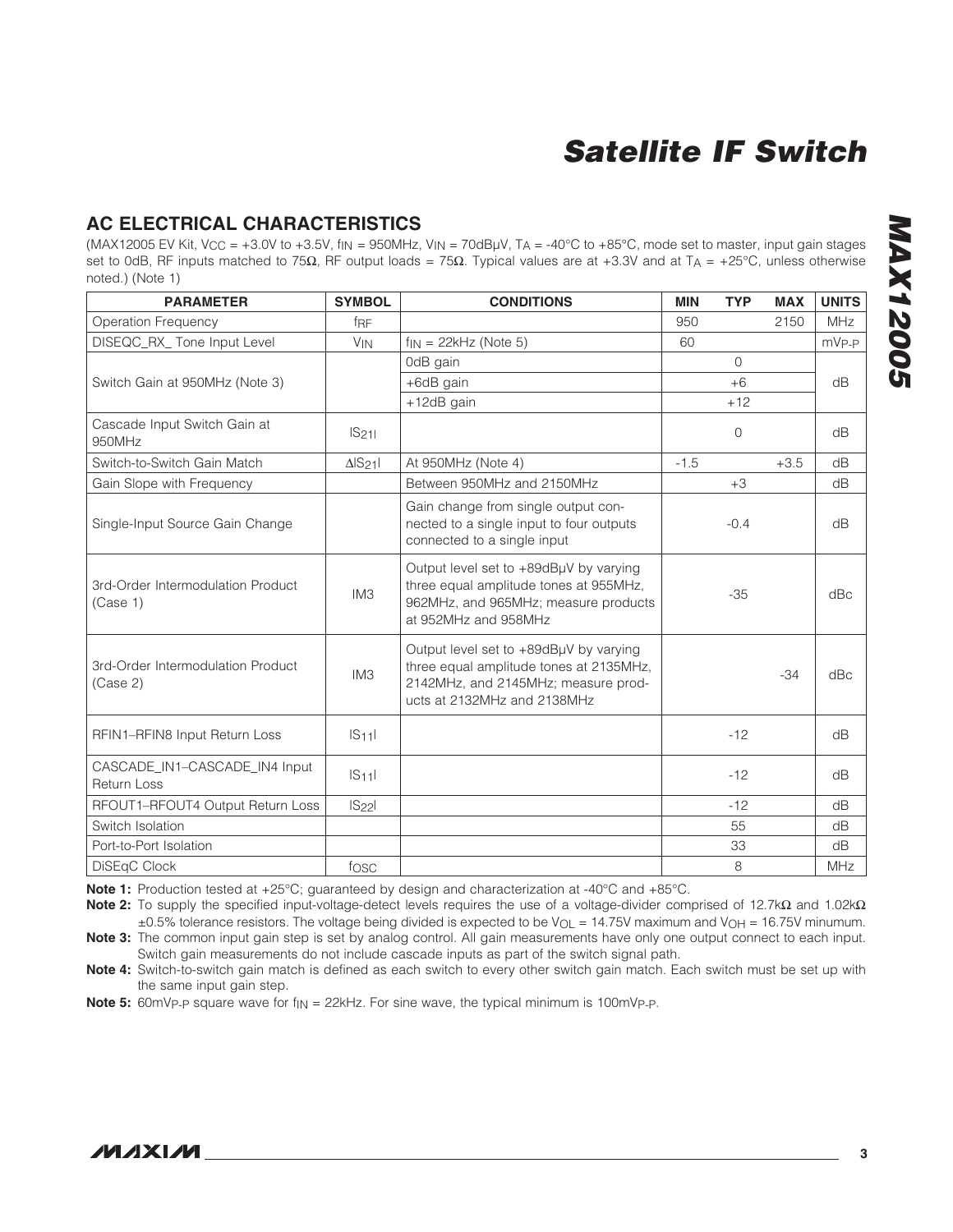## AC ELECTRICAL CHARACTERISTICS

(MAX12005 EV Kit, $V_{CC}$ = +3.0V to +3.5V, $f_{IN}$ = 950MHz, $V_{IN}$ = 70dBμV, $T_A$ = -40°C to +85°C, mode set to master, input gain stages set to 0dB, RF inputs matched to 75Ω, RF output loads = 75Ω. Typical values are at +3.3V and at $T_A$ = +25°C, unless otherwise noted.) (Note 1)

| PARAMETER | SYMBOL | CONDITIONS | MIN | TYP | MAX | UNITS |
|---|---|---|---|---|---|---|
| Operation Frequency | $f_{RF}$ | | 950 | | 2150 | MHz |
| DISEQC_RX_ Tone Input Level | $V_{IN}$ | $f_{IN}$ = 22kHz (Note 5) | 60 | | | $mV_{P-P}$ |
| Switch Gain at 950MHz (Note 3) | | 0dB gain | | 0 | | dB |
| | | +6dB gain | | +6 | | |
| | | +12dB gain | | +12 | | |
| Cascade Input Switch Gain at 950MHz | $\|S_{21}\|$ | | | 0 | | dB |
| Switch-to-Switch Gain Match | $\Delta\|S_{21}\|$ | At 950MHz (Note 4) | -1.5 | | +3.5 | dB |
| Gain Slope with Frequency | | Between 950MHz and 2150MHz | | +3 | | dB |
| Single-Input Source Gain Change | | Gain change from single output connected to a single input to four outputs connected to a single input | | -0.4 | | dB |
| 3rd-Order Intermodulation Product (Case 1) | IM3 | Output level set to +89dBμV by varying three equal amplitude tones at 955MHz, 962MHz, and 965MHz; measure products at 952MHz and 958MHz | | -35 | | dBc |
| 3rd-Order Intermodulation Product (Case 2) | IM3 | Output level set to +89dBμV by varying three equal amplitude tones at 2135MHz, 2142MHz, and 2145MHz; measure products at 2132MHz and 2138MHz | | | -34 | dBc |
| RFIN1–RFIN8 Input Return Loss | $\|S_{11}\|$ | | | -12 | | dB |
| CASCADE_IN1–CASCADE_IN4 Input Return Loss | $\|S_{11}\|$ | | | -12 | | dB |
| RFOUT1–RFOUT4 Output Return Loss | $\|S_{22}\|$ | | | -12 | | dB |
| Switch Isolation | | | | 55 | | dB |
| Port-to-Port Isolation | | | | 33 | | dB |
| DiSEqC Clock | $f_{OSC}$ | | | 8 | | MHz |

**Note 1:** Production tested at +25°C; guaranteed by design and characterization at -40°C and +85°C.

**Note 2:** To supply the specified input-voltage-detect levels requires the use of a voltage-divider comprised of 12.7kΩ and 1.02kΩ ±0.5% tolerance resistors. The voltage being divided is expected to be $V_{OL}$ = 14.75V maximum and $V_{OH}$ = 16.75V minumum.

**Note 3:** The common input gain step is set by analog control. All gain measurements have only one output connect to each input. Switch gain measurements do not include cascade inputs as part of the switch signal path.

**Note 4:** Switch-to-switch gain match is defined as each switch to every other switch gain match. Each switch must be set up with the same input gain step.

**Note 5:** $60mV_{P-P}$ square wave for $f_{IN}$ = 22kHz. For sine wave, the typical minimum is $100mV_{P-P}$.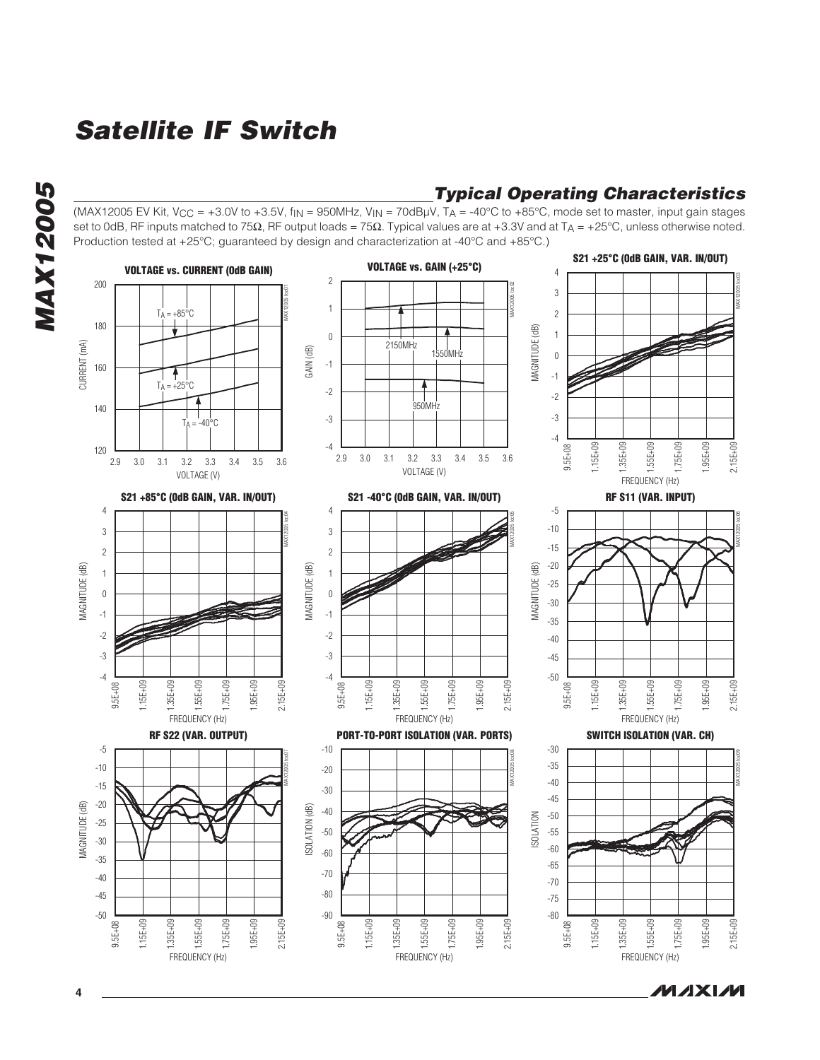## Typical Operating Characteristics

(MAX12005 EV Kit, $V_{CC}$ = +3.0V to +3.5V, $f_{IN}$ = 950MHz, $V_{IN}$ = 70dBµV, $T_A$ = -40°C to +85°C, mode set to master, input gain stages set to 0dB, RF inputs matched to 75Ω, RF output loads = 75Ω. Typical values are at +3.3V and at $T_A$ = +25°C, unless otherwise noted. Production tested at +25°C; guaranteed by design and characterization at -40°C and +85°C.)

**VOLTAGE vs. CURRENT (0dB GAIN)**

**VOLTAGE vs. GAIN (+25°C)**

**S21 +25°C (0dB GAIN, VAR. IN/OUT)**

**S21 +85°C (0dB GAIN, VAR. IN/OUT)**

**S21 -40°C (0dB GAIN, VAR. IN/OUT)**

**RF S11 (VAR. INPUT)**

**RF S22 (VAR. OUTPUT)**

**PORT-TO-PORT ISOLATION (VAR. PORTS)**

**SWITCH ISOLATION (VAR. CH)**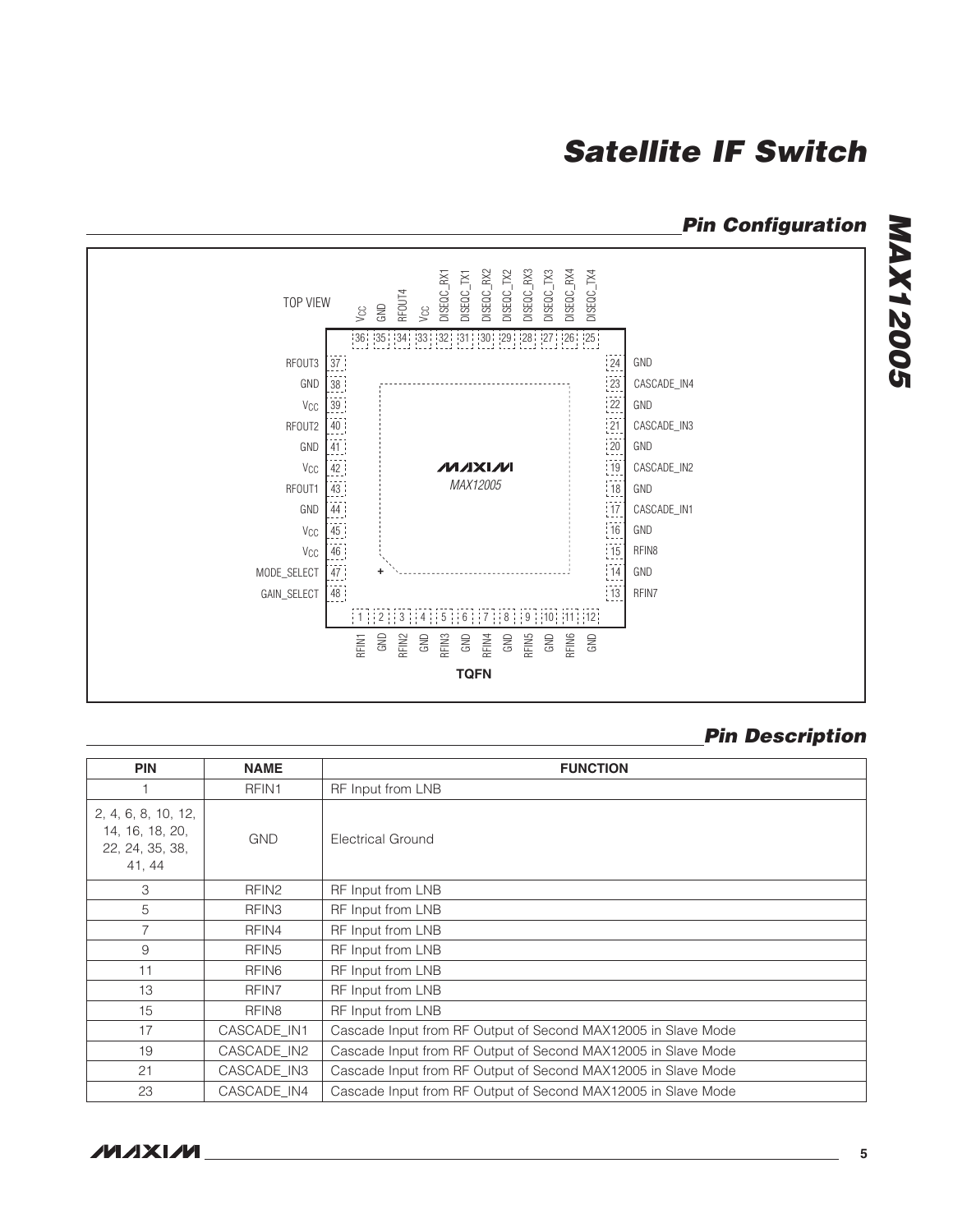## Pin Configuration

TOP VIEW

| Pin | Name |
|---|---|
| 1 | RFIN1 |
| 2 | GND |
| 3 | RFIN2 |
| 4 | GND |
| 5 | RFIN3 |
| 6 | GND |
| 7 | RFIN4 |
| 8 | GND |
| 9 | RFIN5 |
| 10 | GND |
| 11 | RFIN6 |
| 12 | GND |
| 13 | RFIN7 |
| 14 | GND |
| 15 | RFIN8 |
| 16 | GND |
| 17 | CASCADE_IN1 |
| 18 | GND |
| 19 | CASCADE_IN2 |
| 20 | GND |
| 21 | CASCADE_IN3 |
| 22 | GND |
| 23 | CASCADE_IN4 |
| 24 | GND |
| 25 | DISEQC_TX4 |
| 26 | DISEQC_RX4 |
| 27 | DISEQC_TX3 |
| 28 | DISEQC_RX3 |
| 29 | DISEQC_TX2 |
| 30 | DISEQC_RX2 |
| 31 | DISEQC_TX1 |
| 32 | DISEQC_RX1 |
| 33 | $V_{CC}$ |
| 34 | RFOUT4 |
| 35 | GND |
| 36 | $V_{CC}$ |
| 37 | RFOUT3 |
| 38 | GND |
| 39 | $V_{CC}$ |
| 40 | RFOUT2 |
| 41 | GND |
| 42 | $V_{CC}$ |
| 43 | RFOUT1 |
| 44 | GND |
| 45 | $V_{CC}$ |
| 46 | $V_{CC}$ |
| 47 | MODE_SELECT |
| 48 | GAIN_SELECT |

MAXIM MAX12005

TQFN

## Pin Description

| PIN | NAME | FUNCTION |
|---|---|---|
| 1 | RFIN1 | RF Input from LNB |
| 2, 4, 6, 8, 10, 12, 14, 16, 18, 20, 22, 24, 35, 38, 41, 44 | GND | Electrical Ground |
| 3 | RFIN2 | RF Input from LNB |
| 5 | RFIN3 | RF Input from LNB |
| 7 | RFIN4 | RF Input from LNB |
| 9 | RFIN5 | RF Input from LNB |
| 11 | RFIN6 | RF Input from LNB |
| 13 | RFIN7 | RF Input from LNB |
| 15 | RFIN8 | RF Input from LNB |
| 17 | CASCADE_IN1 | Cascade Input from RF Output of Second MAX12005 in Slave Mode |
| 19 | CASCADE_IN2 | Cascade Input from RF Output of Second MAX12005 in Slave Mode |
| 21 | CASCADE_IN3 | Cascade Input from RF Output of Second MAX12005 in Slave Mode |
| 23 | CASCADE_IN4 | Cascade Input from RF Output of Second MAX12005 in Slave Mode |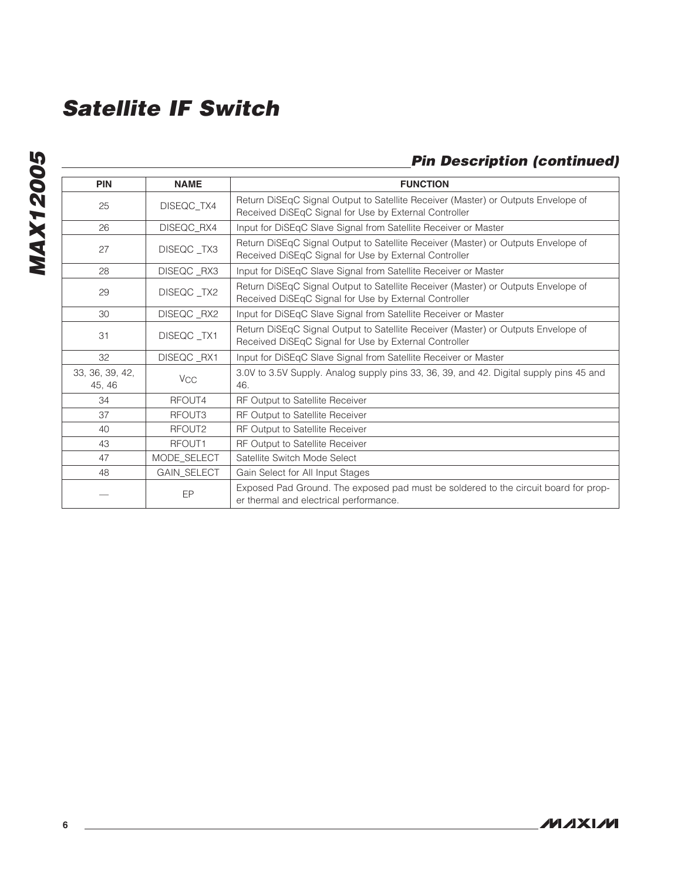## Pin Description (continued)

| PIN | NAME | FUNCTION |
|---|---|---|
| 25 | DISEQC_TX4 | Return DiSEqC Signal Output to Satellite Receiver (Master) or Outputs Envelope of Received DiSEqC Signal for Use by External Controller |
| 26 | DISEQC_RX4 | Input for DiSEqC Slave Signal from Satellite Receiver or Master |
| 27 | DISEQC _TX3 | Return DiSEqC Signal Output to Satellite Receiver (Master) or Outputs Envelope of Received DiSEqC Signal for Use by External Controller |
| 28 | DISEQC _RX3 | Input for DiSEqC Slave Signal from Satellite Receiver or Master |
| 29 | DISEQC _TX2 | Return DiSEqC Signal Output to Satellite Receiver (Master) or Outputs Envelope of Received DiSEqC Signal for Use by External Controller |
| 30 | DISEQC _RX2 | Input for DiSEqC Slave Signal from Satellite Receiver or Master |
| 31 | DISEQC _TX1 | Return DiSEqC Signal Output to Satellite Receiver (Master) or Outputs Envelope of Received DiSEqC Signal for Use by External Controller |
| 32 | DISEQC _RX1 | Input for DiSEqC Slave Signal from Satellite Receiver or Master |
| 33, 36, 39, 42, 45, 46 | $V_{CC}$ | 3.0V to 3.5V Supply. Analog supply pins 33, 36, 39, and 42. Digital supply pins 45 and 46. |
| 34 | RFOUT4 | RF Output to Satellite Receiver |
| 37 | RFOUT3 | RF Output to Satellite Receiver |
| 40 | RFOUT2 | RF Output to Satellite Receiver |
| 43 | RFOUT1 | RF Output to Satellite Receiver |
| 47 | MODE_SELECT | Satellite Switch Mode Select |
| 48 | GAIN_SELECT | Gain Select for All Input Stages |
| — | EP | Exposed Pad Ground. The exposed pad must be soldered to the circuit board for proper thermal and electrical performance. |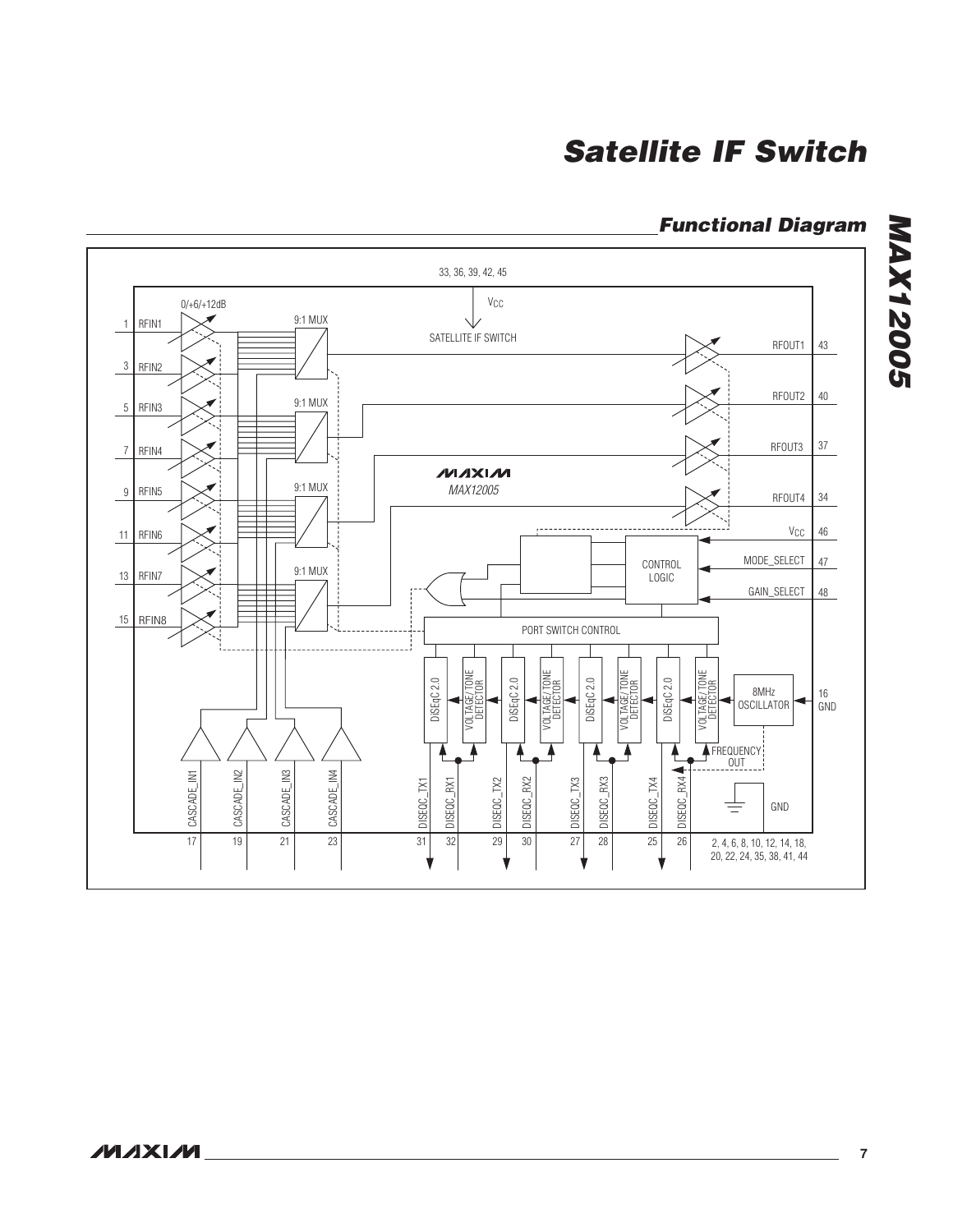## Functional Diagram

33, 36, 39, 42, 45

$V_{CC}$

SATELLITE IF SWITCH

0/+6/+12dB

9:1 MUX

1 RFIN1

3 RFIN2

5 RFIN3

7 RFIN4

9 RFIN5

11 RFIN6

13 RFIN7

15 RFIN8

RFOUT1 43

RFOUT2 40

RFOUT3 37

RFOUT4 34

MAXIM MAX12005

$V_{CC}$ 46

MODE_SELECT 47

GAIN_SELECT 48

CONTROL LOGIC

PORT SWITCH CONTROL

DiSEqC 2.0

VOLTAGE/TONE DETECTOR

8MHz OSCILLATOR

16 GND

FREQUENCY OUT

GND

CASCADE_IN1 17

CASCADE_IN2 19

CASCADE_IN3 21

CASCADE_IN4 23

DISEQC_TX1 31

DISEQC_RX1 32

DISEQC_TX2 29

DISEQC_RX2 30

DISEQC_TX3 27

DISEQC_RX3 28

DISEQC_TX4 25

DISEQC_RX4 26

2, 4, 6, 8, 10, 12, 14, 18, 20, 22, 24, 35, 38, 41, 44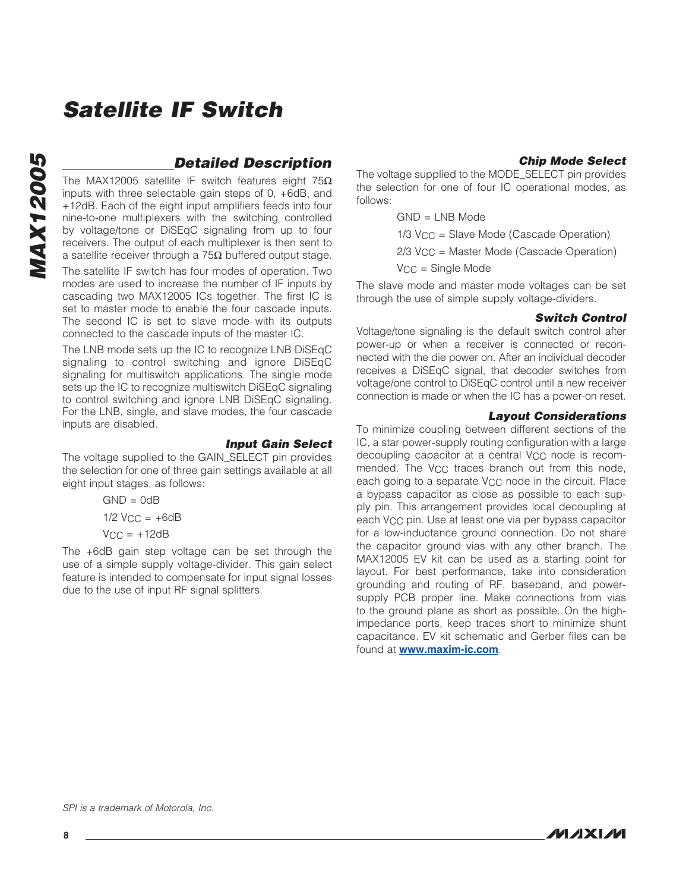## Detailed Description

The MAX12005 satellite IF switch features eight 75Ω inputs with three selectable gain steps of 0, +6dB, and +12dB. Each of the eight input amplifiers feeds into four nine-to-one multiplexers with the switching controlled by voltage/tone or DiSEqC signaling from up to four receivers. The output of each multiplexer is then sent to a satellite receiver through a 75Ω buffered output stage.

The satellite IF switch has four modes of operation. Two modes are used to increase the number of IF inputs by cascading two MAX12005 ICs together. The first IC is set to master mode to enable the four cascade inputs. The second IC is set to slave mode with its outputs connected to the cascade inputs of the master IC.

The LNB mode sets up the IC to recognize LNB DiSEqC signaling to control switching and ignore DiSEqC signaling for multiswitch applications. The single mode sets up the IC to recognize multiswitch DiSEqC signaling to control switching and ignore LNB DiSEqC signaling. For the LNB, single, and slave modes, the four cascade inputs are disabled.

### Input Gain Select

The voltage supplied to the GAIN_SELECT pin provides the selection for one of three gain settings available at all eight input stages, as follows:

GND = 0dB

1/2 $V_{CC}$ = +6dB

$V_{CC}$ = +12dB

The +6dB gain step voltage can be set through the use of a simple supply voltage-divider. This gain select feature is intended to compensate for input signal losses due to the use of input RF signal splitters.

### Chip Mode Select

The voltage supplied to the MODE_SELECT pin provides the selection for one of four IC operational modes, as follows:

GND = LNB Mode

1/3 $V_{CC}$ = Slave Mode (Cascade Operation)

2/3 $V_{CC}$ = Master Mode (Cascade Operation)

$V_{CC}$ = Single Mode

The slave mode and master mode voltages can be set through the use of simple supply voltage-dividers.

### Switch Control

Voltage/tone signaling is the default switch control after power-up or when a receiver is connected or reconnected with the die power on. After an individual decoder receives a DiSEqC signal, that decoder switches from voltage/one control to DiSEqC control until a new receiver connection is made or when the IC has a power-on reset.

### Layout Considerations

To minimize coupling between different sections of the IC, a star power-supply routing configuration with a large decoupling capacitor at a central $V_{CC}$ node is recommended. The $V_{CC}$ traces branch out from this node, each going to a separate $V_{CC}$ node in the circuit. Place a bypass capacitor as close as possible to each supply pin. This arrangement provides local decoupling at each $V_{CC}$ pin. Use at least one via per bypass capacitor for a low-inductance ground connection. Do not share the capacitor ground vias with any other branch. The MAX12005 EV kit can be used as a starting point for layout. For best performance, take into consideration grounding and routing of RF, baseband, and power-supply PCB proper line. Make connections from vias to the ground plane as short as possible. On the high-impedance ports, keep traces short to minimize shunt capacitance. EV kit schematic and Gerber files can be found at **www.maxim-ic.com**.

*SPI is a trademark of Motorola, Inc.*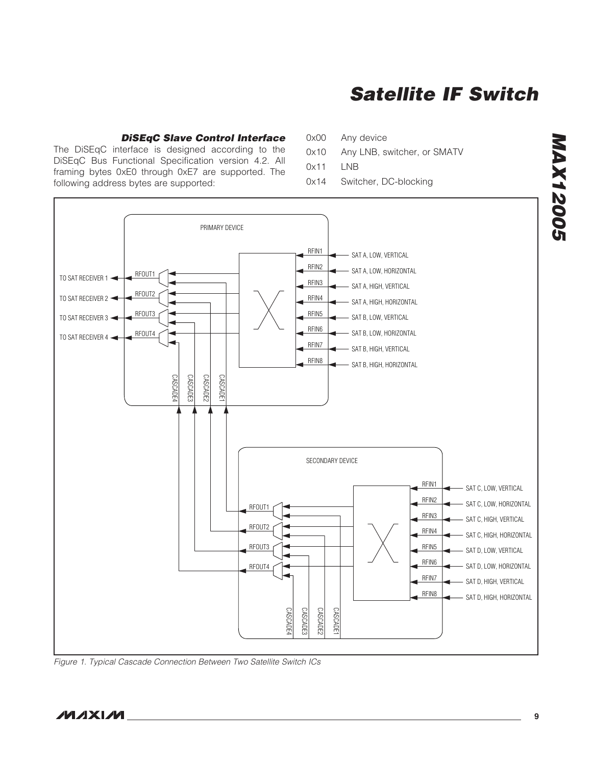### DiSEqC Slave Control Interface

The DiSEqC interface is designed according to the DiSEqC Bus Functional Specification version 4.2. All framing bytes 0xE0 through 0xE7 are supported. The following address bytes are supported:

0x00 Any device
0x10 Any LNB, switcher, or SMATV
0x11 LNB
0x14 Switcher, DC-blocking

*Figure 1. Typical Cascade Connection Between Two Satellite Switch ICs*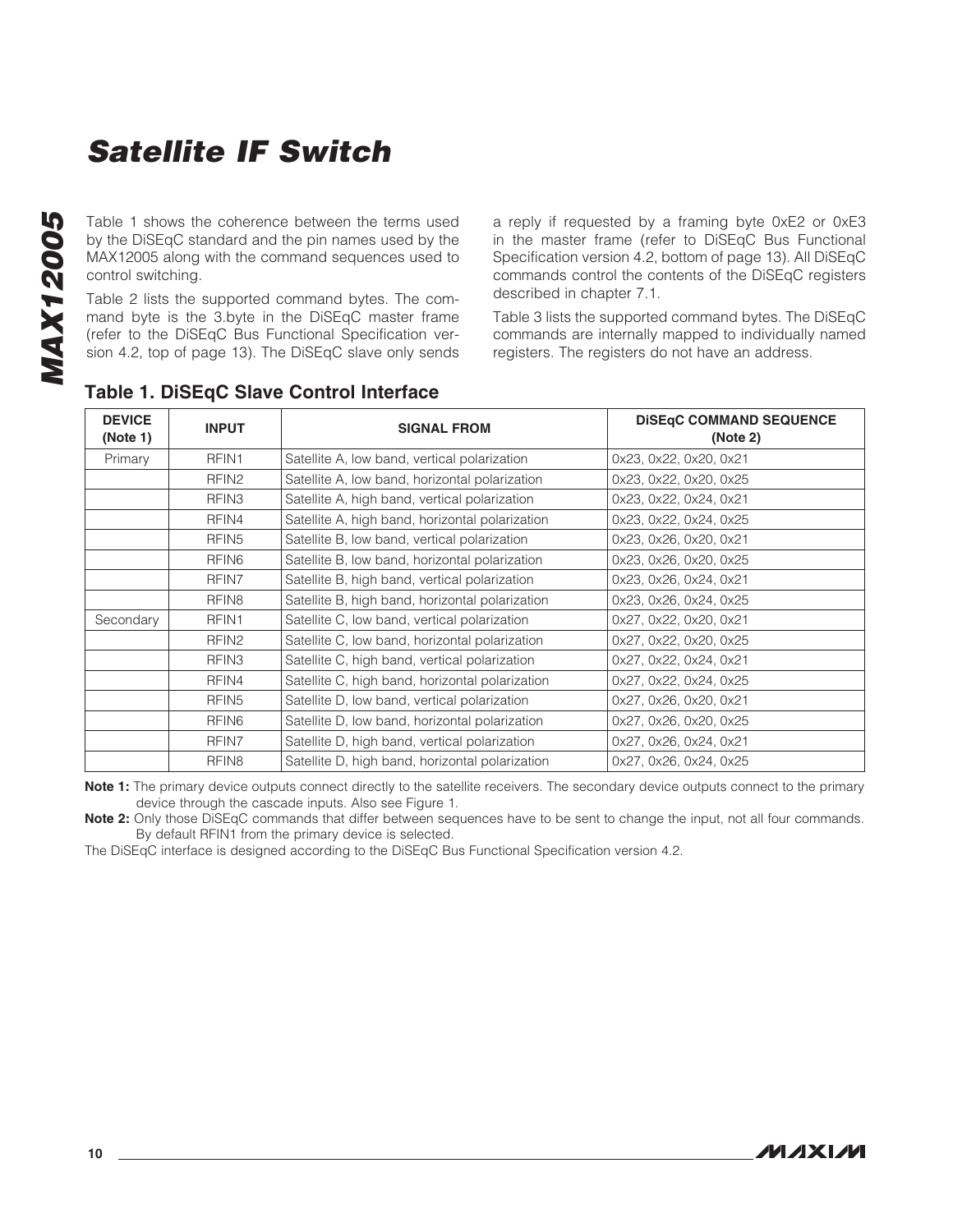Table 1 shows the coherence between the terms used by the DiSEqC standard and the pin names used by the MAX12005 along with the command sequences used to control switching.

Table 2 lists the supported command bytes. The command byte is the 3.byte in the DiSEqC master frame (refer to the DiSEqC Bus Functional Specification version 4.2, top of page 13). The DiSEqC slave only sends a reply if requested by a framing byte 0xE2 or 0xE3 in the master frame (refer to DiSEqC Bus Functional Specification version 4.2, bottom of page 13). All DiSEqC commands control the contents of the DiSEqC registers described in chapter 7.1.

Table 3 lists the supported command bytes. The DiSEqC commands are internally mapped to individually named registers. The registers do not have an address.

### Table 1. DiSEqC Slave Control Interface

| DEVICE (Note 1) | INPUT | SIGNAL FROM | DiSEqC COMMAND SEQUENCE (Note 2) |
|---|---|---|---|
| Primary | RFIN1 | Satellite A, low band, vertical polarization | 0x23, 0x22, 0x20, 0x21 |
| | RFIN2 | Satellite A, low band, horizontal polarization | 0x23, 0x22, 0x20, 0x25 |
| | RFIN3 | Satellite A, high band, vertical polarization | 0x23, 0x22, 0x24, 0x21 |
| | RFIN4 | Satellite A, high band, horizontal polarization | 0x23, 0x22, 0x24, 0x25 |
| | RFIN5 | Satellite B, low band, vertical polarization | 0x23, 0x26, 0x20, 0x21 |
| | RFIN6 | Satellite B, low band, horizontal polarization | 0x23, 0x26, 0x20, 0x25 |
| | RFIN7 | Satellite B, high band, vertical polarization | 0x23, 0x26, 0x24, 0x21 |
| | RFIN8 | Satellite B, high band, horizontal polarization | 0x23, 0x26, 0x24, 0x25 |
| Secondary | RFIN1 | Satellite C, low band, vertical polarization | 0x27, 0x22, 0x20, 0x21 |
| | RFIN2 | Satellite C, low band, horizontal polarization | 0x27, 0x22, 0x20, 0x25 |
| | RFIN3 | Satellite C, high band, vertical polarization | 0x27, 0x22, 0x24, 0x21 |
| | RFIN4 | Satellite C, high band, horizontal polarization | 0x27, 0x22, 0x24, 0x25 |
| | RFIN5 | Satellite D, low band, vertical polarization | 0x27, 0x26, 0x20, 0x21 |
| | RFIN6 | Satellite D, low band, horizontal polarization | 0x27, 0x26, 0x20, 0x25 |
| | RFIN7 | Satellite D, high band, vertical polarization | 0x27, 0x26, 0x24, 0x21 |
| | RFIN8 | Satellite D, high band, horizontal polarization | 0x27, 0x26, 0x24, 0x25 |

**Note 1:** The primary device outputs connect directly to the satellite receivers. The secondary device outputs connect to the primary device through the cascade inputs. Also see Figure 1.

**Note 2:** Only those DiSEqC commands that differ between sequences have to be sent to change the input, not all four commands. By default RFIN1 from the primary device is selected.

The DiSEqC interface is designed according to the DiSEqC Bus Functional Specification version 4.2.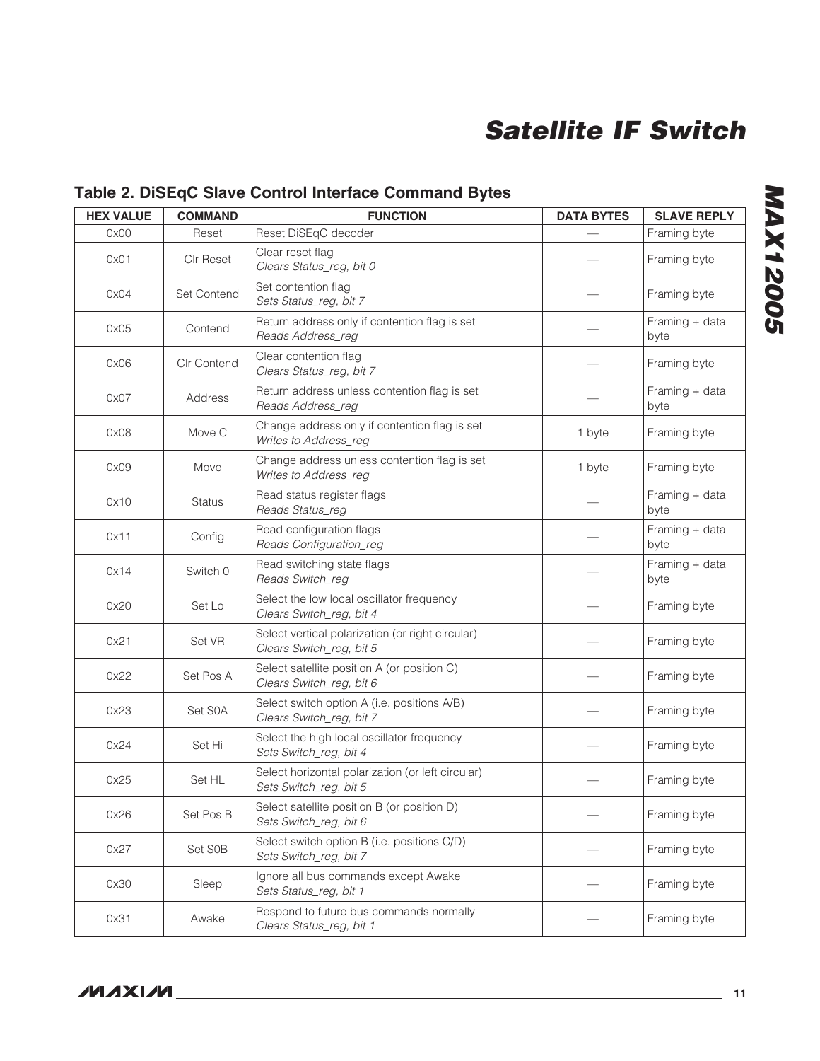## Table 2. DiSEqC Slave Control Interface Command Bytes

| HEX VALUE | COMMAND | FUNCTION | DATA BYTES | SLAVE REPLY |
|---|---|---|---|---|
| 0x00 | Reset | Reset DiSEqC decoder | — | Framing byte |
| 0x01 | Clr Reset | Clear reset flag<br>*Clears Status_reg, bit 0* | — | Framing byte |
| 0x04 | Set Contend | Set contention flag<br>*Sets Status_reg, bit 7* | — | Framing byte |
| 0x05 | Contend | Return address only if contention flag is set<br>*Reads Address_reg* | — | Framing + data byte |
| 0x06 | Clr Contend | Clear contention flag<br>*Clears Status_reg, bit 7* | — | Framing byte |
| 0x07 | Address | Return address unless contention flag is set<br>*Reads Address_reg* | — | Framing + data byte |
| 0x08 | Move C | Change address only if contention flag is set<br>*Writes to Address_reg* | 1 byte | Framing byte |
| 0x09 | Move | Change address unless contention flag is set<br>*Writes to Address_reg* | 1 byte | Framing byte |
| 0x10 | Status | Read status register flags<br>*Reads Status_reg* | — | Framing + data byte |
| 0x11 | Config | Read configuration flags<br>*Reads Configuration_reg* | — | Framing + data byte |
| 0x14 | Switch 0 | Read switching state flags<br>*Reads Switch_reg* | — | Framing + data byte |
| 0x20 | Set Lo | Select the low local oscillator frequency<br>*Clears Switch_reg, bit 4* | — | Framing byte |
| 0x21 | Set VR | Select vertical polarization (or right circular)<br>*Clears Switch_reg, bit 5* | — | Framing byte |
| 0x22 | Set Pos A | Select satellite position A (or position C)<br>*Clears Switch_reg, bit 6* | — | Framing byte |
| 0x23 | Set S0A | Select switch option A (i.e. positions A/B)<br>*Clears Switch_reg, bit 7* | — | Framing byte |
| 0x24 | Set Hi | Select the high local oscillator frequency<br>*Sets Switch_reg, bit 4* | — | Framing byte |
| 0x25 | Set HL | Select horizontal polarization (or left circular)<br>*Sets Switch_reg, bit 5* | — | Framing byte |
| 0x26 | Set Pos B | Select satellite position B (or position D)<br>*Sets Switch_reg, bit 6* | — | Framing byte |
| 0x27 | Set S0B | Select switch option B (i.e. positions C/D)<br>*Sets Switch_reg, bit 7* | — | Framing byte |
| 0x30 | Sleep | Ignore all bus commands except Awake<br>*Sets Status_reg, bit 1* | — | Framing byte |
| 0x31 | Awake | Respond to future bus commands normally<br>*Clears Status_reg, bit 1* | — | Framing byte |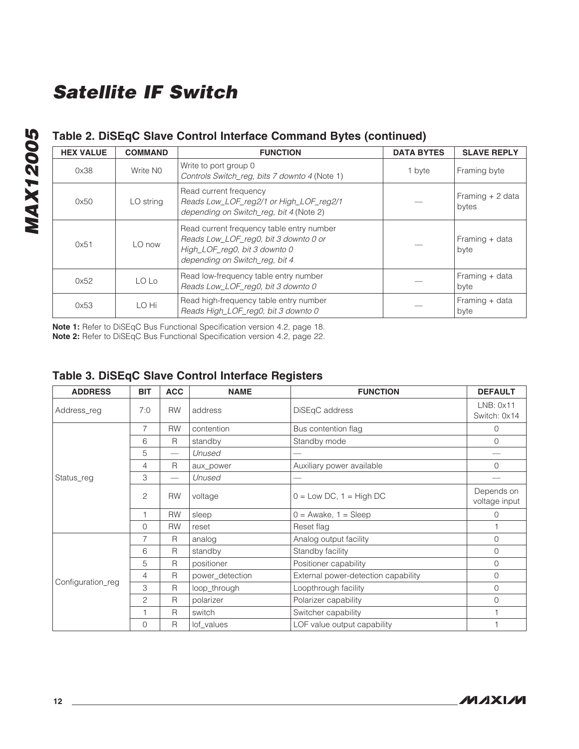## Table 2. DiSEqC Slave Control Interface Command Bytes (continued)

| HEX VALUE | COMMAND | FUNCTION | DATA BYTES | SLAVE REPLY |
|---|---|---|---|---|
| 0x38 | Write N0 | Write to port group 0 *Controls Switch_reg, bits 7 downto 4* (Note 1) | 1 byte | Framing byte |
| 0x50 | LO string | Read current frequency *Reads Low_LOF_reg2/1 or High_LOF_reg2/1 depending on Switch_reg, bit 4* (Note 2) | — | Framing + 2 data bytes |
| 0x51 | LO now | Read current frequency table entry number *Reads Low_LOF_reg0, bit 3 downto 0 or High_LOF_reg0, bit 3 downto 0 depending on Switch_reg, bit 4* | — | Framing + data byte |
| 0x52 | LO Lo | Read low-frequency table entry number *Reads Low_LOF_reg0, bit 3 downto 0* | — | Framing + data byte |
| 0x53 | LO Hi | Read high-frequency table entry number *Reads High_LOF_reg0, bit 3 downto 0* | — | Framing + data byte |

**Note 1:** Refer to DiSEqC Bus Functional Specification version 4.2, page 18.
**Note 2:** Refer to DiSEqC Bus Functional Specification version 4.2, page 22.

## Table 3. DiSEqC Slave Control Interface Registers

| ADDRESS | BIT | ACC | NAME | FUNCTION | DEFAULT |
|---|---|---|---|---|---|
| Address_reg | 7:0 | RW | address | DiSEqC address | LNB: 0x11 Switch: 0x14 |
| Status_reg | 7 | RW | contention | Bus contention flag | 0 |
| | 6 | R | standby | Standby mode | 0 |
| | 5 | — | *Unused* | — | — |
| | 4 | R | aux_power | Auxiliary power available | 0 |
| | 3 | — | *Unused* | — | — |
| | 2 | RW | voltage | 0 = Low DC, 1 = High DC | Depends on voltage input |
| | 1 | RW | sleep | 0 = Awake, 1 = Sleep | 0 |
| | 0 | RW | reset | Reset flag | 1 |
| Configuration_reg | 7 | R | analog | Analog output facility | 0 |
| | 6 | R | standby | Standby facility | 0 |
| | 5 | R | positioner | Positioner capability | 0 |
| | 4 | R | power_detection | External power-detection capability | 0 |
| | 3 | R | loop_through | Loopthrough facility | 0 |
| | 2 | R | polarizer | Polarizer capability | 0 |
| | 1 | R | switch | Switcher capability | 1 |
| | 0 | R | lof_values | LOF value output capability | 1 |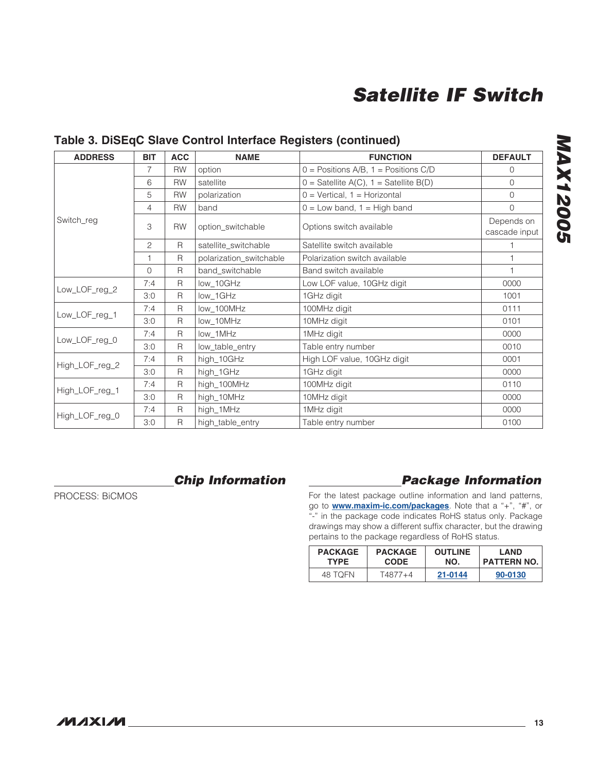## Table 3. DiSEqC Slave Control Interface Registers (continued)

| ADDRESS | BIT | ACC | NAME | FUNCTION | DEFAULT |
|---|---|---|---|---|---|
| Switch_reg | 7 | RW | option | 0 = Positions A/B, 1 = Positions C/D | 0 |
| | 6 | RW | satellite | 0 = Satellite A(C), 1 = Satellite B(D) | 0 |
| | 5 | RW | polarization | 0 = Vertical, 1 = Horizontal | 0 |
| | 4 | RW | band | 0 = Low band, 1 = High band | 0 |
| | 3 | RW | option_switchable | Options switch available | Depends on cascade input |
| | 2 | R | satellite_switchable | Satellite switch available | 1 |
| | 1 | R | polarization_switchable | Polarization switch available | 1 |
| | 0 | R | band_switchable | Band switch available | 1 |
| Low_LOF_reg_2 | 7:4 | R | low_10GHz | Low LOF value, 10GHz digit | 0000 |
| | 3:0 | R | low_1GHz | 1GHz digit | 1001 |
| Low_LOF_reg_1 | 7:4 | R | low_100MHz | 100MHz digit | 0111 |
| | 3:0 | R | low_10MHz | 10MHz digit | 0101 |
| Low_LOF_reg_0 | 7:4 | R | low_1MHz | 1MHz digit | 0000 |
| | 3:0 | R | low_table_entry | Table entry number | 0010 |
| High_LOF_reg_2 | 7:4 | R | high_10GHz | High LOF value, 10GHz digit | 0001 |
| | 3:0 | R | high_1GHz | 1GHz digit | 0000 |
| High_LOF_reg_1 | 7:4 | R | high_100MHz | 100MHz digit | 0110 |
| | 3:0 | R | high_10MHz | 10MHz digit | 0000 |
| High_LOF_reg_0 | 7:4 | R | high_1MHz | 1MHz digit | 0000 |
| | 3:0 | R | high_table_entry | Table entry number | 0100 |

## Chip Information

PROCESS: BiCMOS

## Package Information

For the latest package outline information and land patterns, go to **www.maxim-ic.com/packages**. Note that a "+", "#", or "-" in the package code indicates RoHS status only. Package drawings may show a different suffix character, but the drawing pertains to the package regardless of RoHS status.

| PACKAGE TYPE | PACKAGE CODE | OUTLINE NO. | LAND PATTERN NO. |
|---|---|---|---|
| 48 TQFN | T4877+4 | 21-0144 | 90-0130 |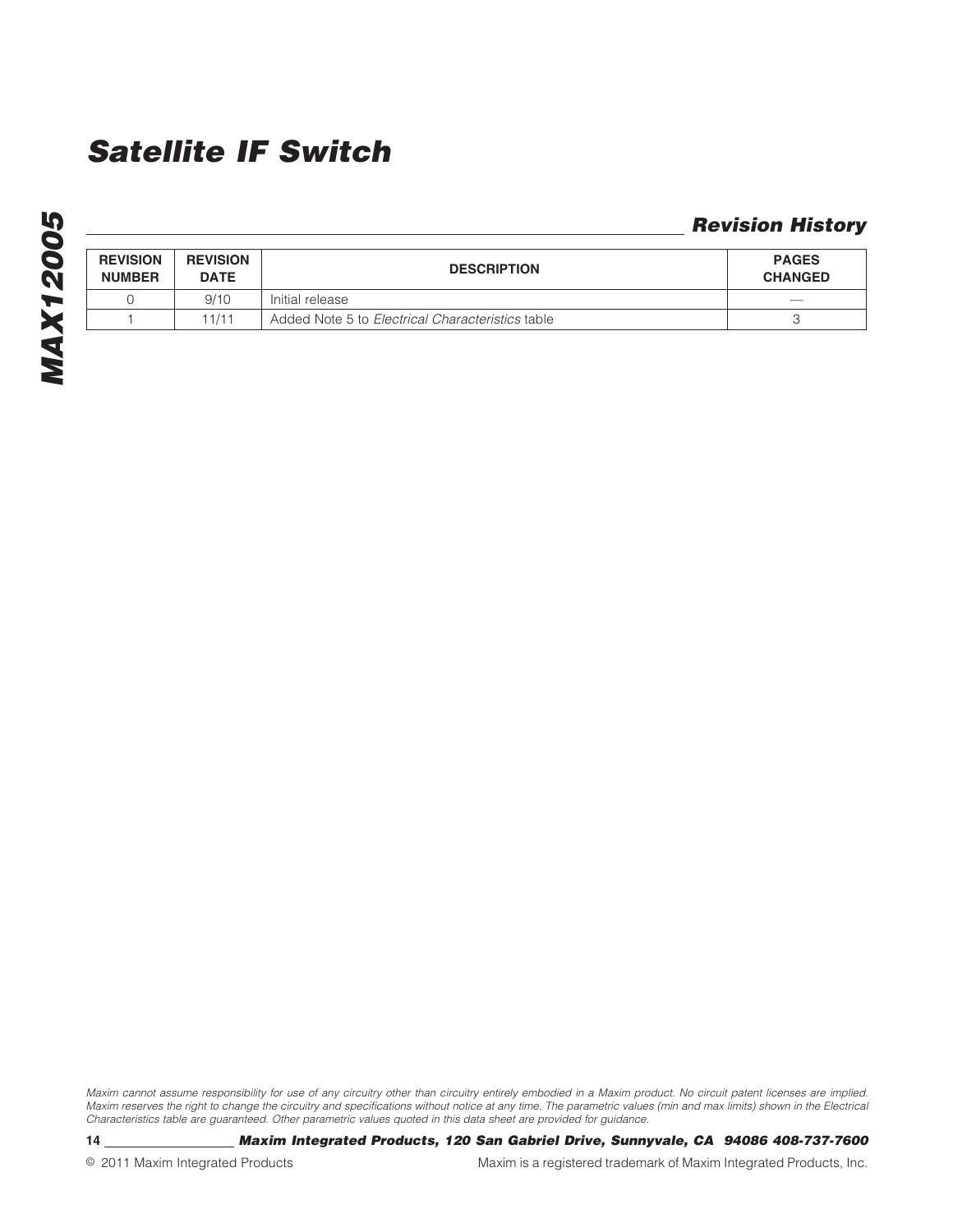## Revision History

| REVISION NUMBER | REVISION DATE | DESCRIPTION | PAGES CHANGED |
|---|---|---|---|
| 0 | 9/10 | Initial release | — |
| 1 | 11/11 | Added Note 5 to *Electrical Characteristics* table | 3 |

*Maxim cannot assume responsibility for use of any circuitry other than circuitry entirely embodied in a Maxim product. No circuit patent licenses are implied. Maxim reserves the right to change the circuitry and specifications without notice at any time. The parametric values (min and max limits) shown in the Electrical Characteristics table are guaranteed. Other parametric values quoted in this data sheet are provided for guidance.*

***Maxim Integrated Products, 120 San Gabriel Drive, Sunnyvale, CA 94086 408-737-7600***

© 2011 Maxim Integrated Products

Maxim is a registered trademark of Maxim Integrated Products, Inc.